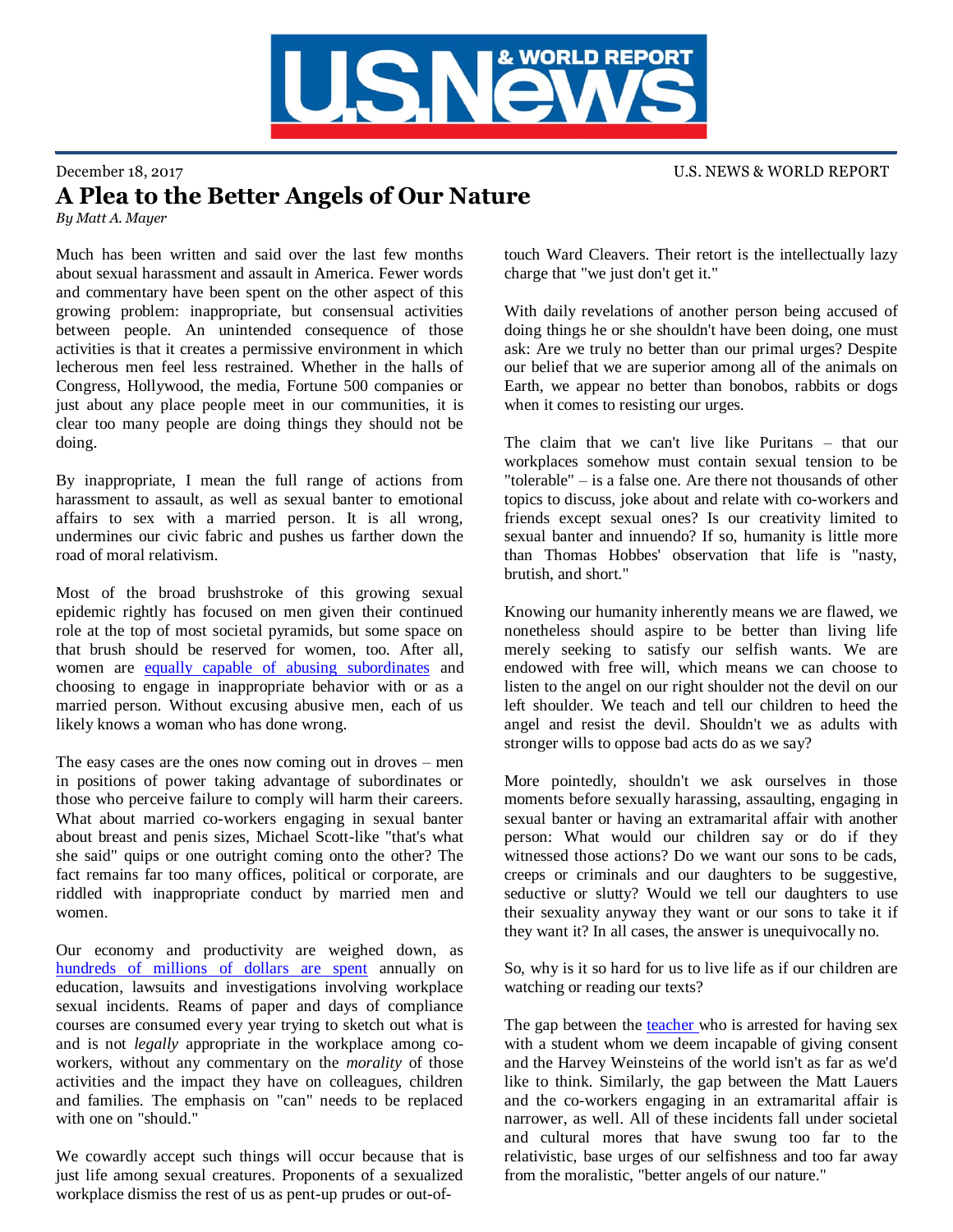December 18, 2017

U.S. NEWS & WORLD REPORT

# A Plea to the Better Angels of Our Nature

*By Matt A. Mayer*

Much has been written and said over the last few months about sexual harassment and assault in America. Fewer words and commentary have been spent on the other aspect of this growing problem: inappropriate, but consensual activities between people. An unintended consequence of those activities is that it creates a permissive environment in which lecherous men feel less restrained. Whether in the halls of Congress, Hollywood, the media, Fortune 500 companies or just about any place people meet in our communities, it is clear too many people are doing things they should not be doing.

By inappropriate, I mean the full range of actions from harassment to assault, as well as sexual banter to emotional affairs to sex with a married person. It is all wrong, undermines our civic fabric and pushes us farther down the road of moral relativism.

Most of the broad brushstroke of this growing sexual epidemic rightly has focused on men given their continued role at the top of most societal pyramids, but some space on that brush should be reserved for women, too. After all, women are equally capable of abusing subordinates and choosing to engage in inappropriate behavior with or as a married person. Without excusing abusive men, each of us likely knows a woman who has done wrong.

The easy cases are the ones now coming out in droves – men in positions of power taking advantage of subordinates or those who perceive failure to comply will harm their careers. What about married co-workers engaging in sexual banter about breast and penis sizes, Michael Scott-like "that's what she said" quips or one outright coming onto the other? The fact remains far too many offices, political or corporate, are riddled with inappropriate conduct by married men and women.

Our economy and productivity are weighed down, as hundreds of millions of dollars are spent annually on education, lawsuits and investigations involving workplace sexual incidents. Reams of paper and days of compliance courses are consumed every year trying to sketch out what is and is not *legally* appropriate in the workplace among co-workers, without any commentary on the *morality* of those activities and the impact they have on colleagues, children and families. The emphasis on "can" needs to be replaced with one on "should."

We cowardly accept such things will occur because that is just life among sexual creatures. Proponents of a sexualized workplace dismiss the rest of us as pent-up prudes or out-of-touch Ward Cleavers. Their retort is the intellectually lazy charge that "we just don't get it."

With daily revelations of another person being accused of doing things he or she shouldn't have been doing, one must ask: Are we truly no better than our primal urges? Despite our belief that we are superior among all of the animals on Earth, we appear no better than bonobos, rabbits or dogs when it comes to resisting our urges.

The claim that we can't live like Puritans – that our workplaces somehow must contain sexual tension to be "tolerable" – is a false one. Are there not thousands of other topics to discuss, joke about and relate with co-workers and friends except sexual ones? Is our creativity limited to sexual banter and innuendo? If so, humanity is little more than Thomas Hobbes' observation that life is "nasty, brutish, and short."

Knowing our humanity inherently means we are flawed, we nonetheless should aspire to be better than living life merely seeking to satisfy our selfish wants. We are endowed with free will, which means we can choose to listen to the angel on our right shoulder not the devil on our left shoulder. We teach and tell our children to heed the angel and resist the devil. Shouldn't we as adults with stronger wills to oppose bad acts do as we say?

More pointedly, shouldn't we ask ourselves in those moments before sexually harassing, assaulting, engaging in sexual banter or having an extramarital affair with another person: What would our children say or do if they witnessed those actions? Do we want our sons to be cads, creeps or criminals and our daughters to be suggestive, seductive or slutty? Would we tell our daughters to use their sexuality anyway they want or our sons to take it if they want it? In all cases, the answer is unequivocally no.

So, why is it so hard for us to live life as if our children are watching or reading our texts?

The gap between the teacher who is arrested for having sex with a student whom we deem incapable of giving consent and the Harvey Weinsteins of the world isn't as far as we'd like to think. Similarly, the gap between the Matt Lauers and the co-workers engaging in an extramarital affair is narrower, as well. All of these incidents fall under societal and cultural mores that have swung too far to the relativistic, base urges of our selfishness and too far away from the moralistic, "better angels of our nature."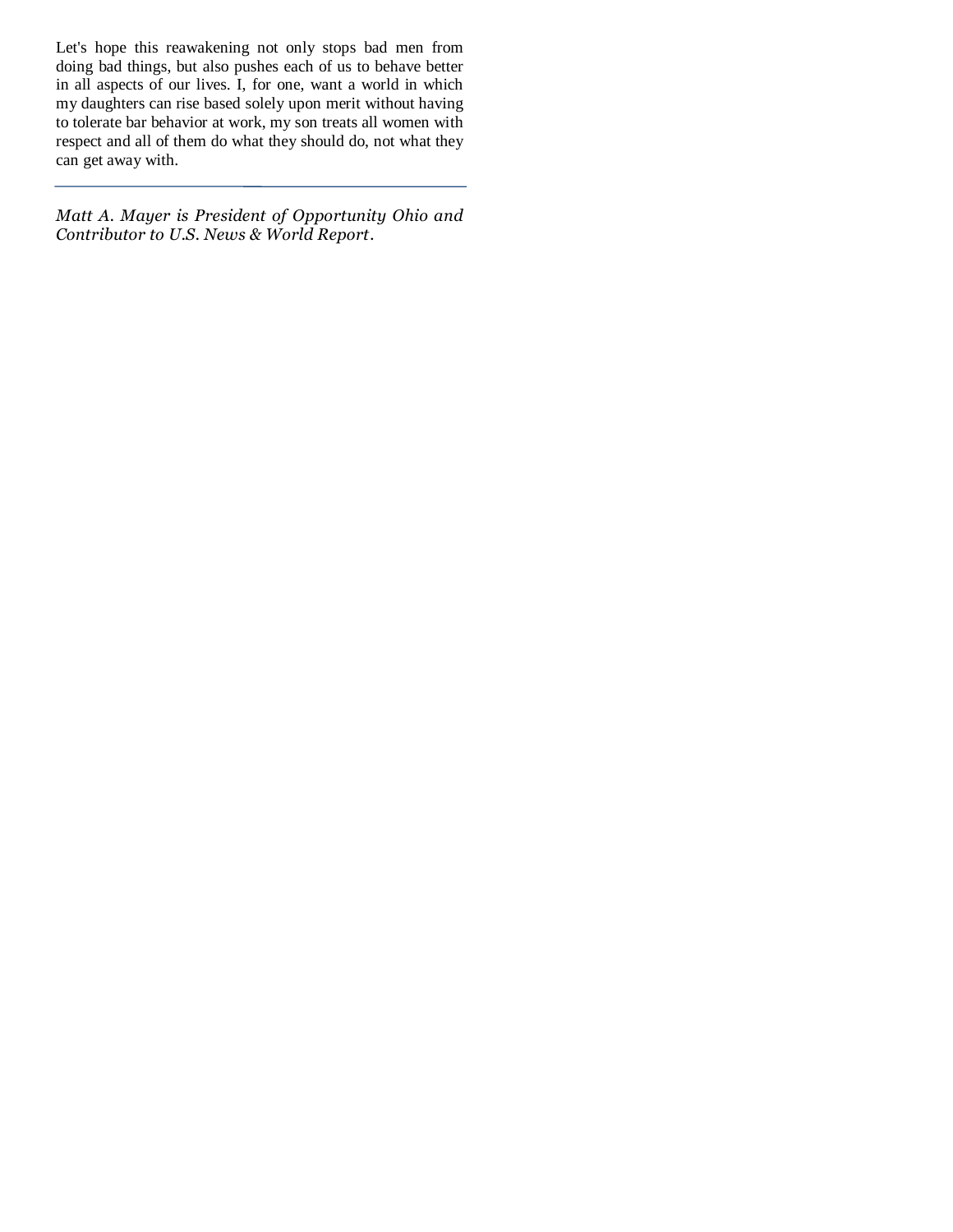Let's hope this reawakening not only stops bad men from doing bad things, but also pushes each of us to behave better in all aspects of our lives. I, for one, want a world in which my daughters can rise based solely upon merit without having to tolerate bar behavior at work, my son treats all women with respect and all of them do what they should do, not what they can get away with.

---

*Matt A. Mayer is President of Opportunity Ohio and Contributor to U.S. News & World Report.*